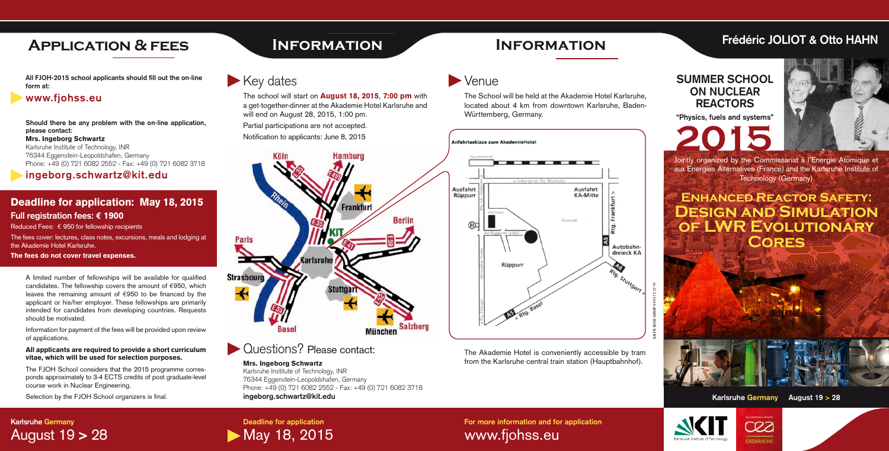# Application & fees

**All FJOH-2015 school applicants should fill out the on-line form at:**

**www.fjohss.eu**

**Should there be any problem with the on-line application, please contact:**
**Mrs. Ingeborg Schwartz**
Karlsruhe Institute of Technology, INR
76344 Eggenstein-Leopoldshafen, Germany
Phone: +49 (0) 721 6082 2552 - Fax: +49 (0) 721 6082 3718

**ingeborg.schwartz@kit.edu**

## Deadline for application: May 18, 2015

**Full registration fees: € 1900**

Reduced Fees: € 950 for fellowship recipients

The fees cover: lectures, class notes, excursions, meals and lodging at the Akademie Hotel Karlsruhe.

**The fees do not cover travel expenses.**

A limited number of fellowships will be available for qualified candidates. The fellowship covers the amount of €950, which leaves the remaining amount of €950 to be financed by the applicant or his/her employer. These fellowships are primarily intended for candidates from developing countries. Requests should be motivated.

Information for payment of the fees will be provided upon review of applications.

**All applicants are required to provide a short curriculum vitae, which will be used for selection purposes.**

The FJOH School considers that the 2015 programme corresponds approximately to 3-4 ECTS credits of post graduate-level course work in Nuclear Engineering.

Selection by the FJOH School organizers is final.

Karlsruhe Germany
August 19 > 28

# Information

## Key dates

The school will start on **August 18, 2015**, **7:00 pm** with a get-together-dinner at the Akademie Hotel Karlsruhe and will end on August 28, 2015, 1:00 pm.

Partial participations are not accepted.

Notification to applicants: June 8, 2015

## Questions? Please contact:

**Mrs. Ingeborg Schwartz**
Karlsruhe Institute of Technology, INR
76344 Eggenstein-Leopoldshafen, Germany
Phone: +49 (0) 721 6082 2552 - Fax: +49 (0) 721 6082 3718
**ingeborg.schwartz@kit.edu**

Deadline for application
May 18, 2015

# Information

## Venue

The School will be held at the Akademie Hotel Karlsruhe, located about 4 km from downtown Karlsruhe, Baden-Württemberg, Germany.

Anfahrtsskizze zum AkademieHotel

The Akademie Hotel is conveniently accessible by tram from the Karlsruhe central train station (Hauptbahnhof).

For more information and for application
www.fjohss.eu

# Frédéric JOLIOT & Otto HAHN

## SUMMER SCHOOL ON NUCLEAR REACTORS

**"Physics, fuels and systems"**

# 2015

Jointly organized by the Commissariat à l'Energie Atomique et aux Energies Alternatives (France) and the Karlsruhe Institute of Technology (Germany)

## Enhanced Reactor Safety: Design and Simulation of LWR Evolutionary Cores

Karlsruhe Germany August 19 > 28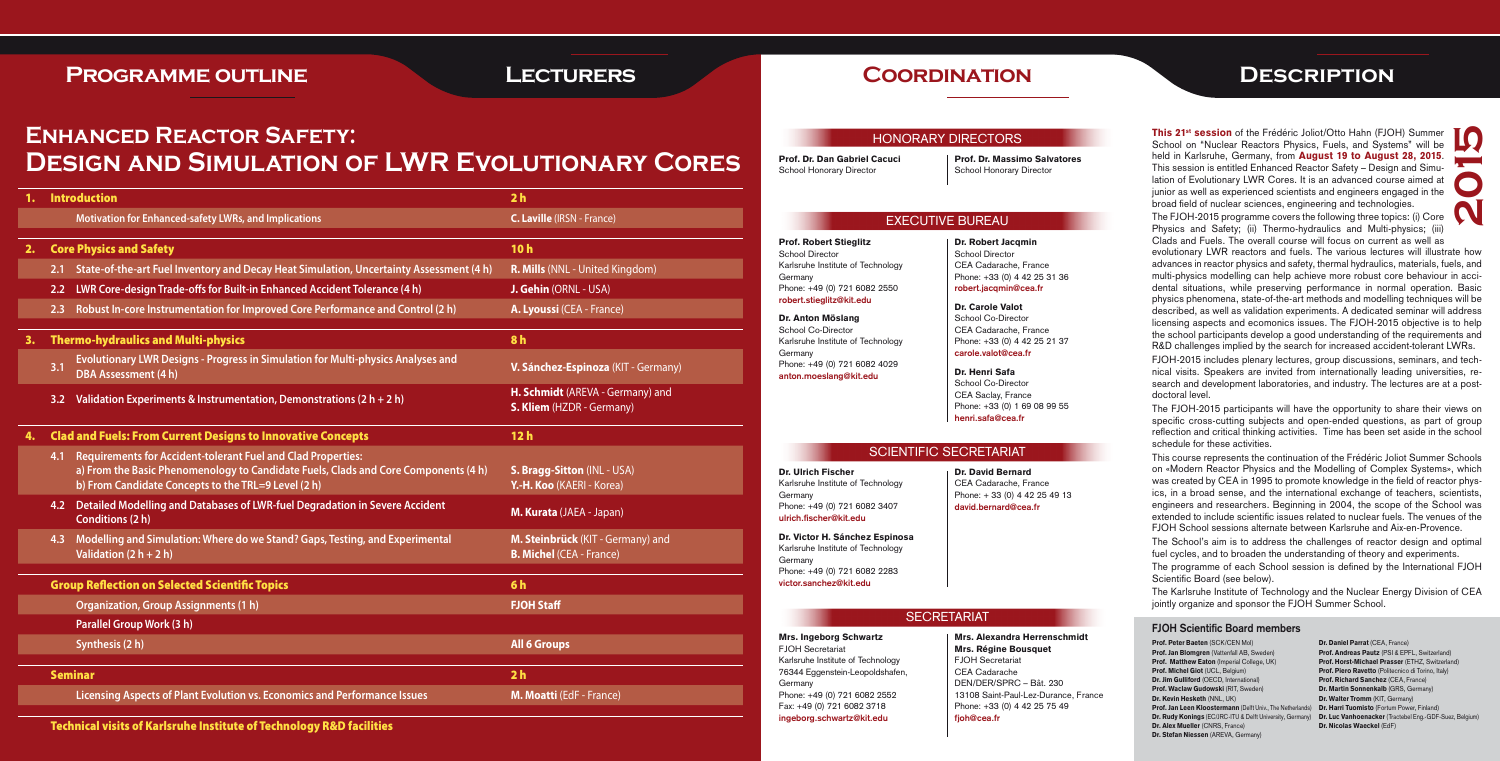# Programme outline

## Enhanced Reactor Safety: Design and Simulation of LWR Evolutionary Cores

| | | |
|---|---|---|
| **1.** | **Introduction** | **2 h** |
| | Motivation for Enhanced-safety LWRs, and Implications | C. Laville (IRSN - France) |
| **2.** | **Core Physics and Safety** | **10 h** |
| 2.1 | State-of-the-art Fuel Inventory and Decay Heat Simulation, Uncertainty Assessment (4 h) | R. Mills (NNL - United Kingdom) |
| 2.2 | LWR Core-design Trade-offs for Built-in Enhanced Accident Tolerance (4 h) | J. Gehin (ORNL - USA) |
| 2.3 | Robust In-core Instrumentation for Improved Core Performance and Control (2 h) | A. Lyoussi (CEA - France) |
| **3.** | **Thermo-hydraulics and Multi-physics** | **8 h** |
| 3.1 | Evolutionary LWR Designs - Progress in Simulation for Multi-physics Analyses and DBA Assessment (4 h) | V. Sánchez-Espinoza (KIT - Germany) |
| 3.2 | Validation Experiments & Instrumentation, Demonstrations (2 h + 2 h) | H. Schmidt (AREVA - Germany) and S. Kliem (HZDR - Germany) |
| **4.** | **Clad and Fuels: From Current Designs to Innovative Concepts** | **12 h** |
| 4.1 | Requirements for Accident-tolerant Fuel and Clad Properties: a) From the Basic Phenomenology to Candidate Fuels, Clads and Core Components (4 h) b) From Candidate Concepts to the TRL=9 Level (2 h) | S. Bragg-Sitton (INL - USA) Y.-H. Koo (KAERI - Korea) |
| 4.2 | Detailed Modelling and Databases of LWR-fuel Degradation in Severe Accident Conditions (2 h) | M. Kurata (JAEA - Japan) |
| 4.3 | Modelling and Simulation: Where do we Stand? Gaps, Testing, and Experimental Validation (2 h + 2 h) | M. Steinbrück (KIT - Germany) and B. Michel (CEA - France) |
| | **Group Reflection on Selected Scientific Topics** | **6 h** |
| | Organization, Group Assignments (1 h) | FJOH Staff |
| | Parallel Group Work (3 h) | |
| | Synthesis (2 h) | All 6 Groups |
| | **Seminar** | **2 h** |
| | Licensing Aspects of Plant Evolution vs. Economics and Performance Issues | M. Moatti (EdF - France) |

**Technical visits of Karlsruhe Institute of Technology R&D facilities**

# Lecturers

# Coordination

## HONORARY DIRECTORS

**Prof. Dr. Dan Gabriel Cacuci**
School Honorary Director

**Prof. Dr. Massimo Salvatores**
School Honorary Director

## EXECUTIVE BUREAU

**Prof. Robert Stieglitz**
School Director
Karlsruhe Institute of Technology
Germany
Phone: +49 (0) 721 6082 2550
robert.stieglitz@kit.edu

**Dr. Anton Möslang**
School Co-Director
Karlsruhe Institute of Technology
Germany
Phone: +49 (0) 721 6082 4029
anton.moeslang@kit.edu

**Dr. Robert Jacqmin**
School Director
CEA Cadarache, France
Phone: +33 (0) 4 42 25 31 36
robert.jacqmin@cea.fr

**Dr. Carole Valot**
School Co-Director
CEA Cadarache, France
Phone: +33 (0) 4 42 25 21 37
carole.valot@cea.fr

**Dr. Henri Safa**
School Co-Director
CEA Saclay, France
Phone: +33 (0) 1 69 08 99 55
henri.safa@cea.fr

## SCIENTIFIC SECRETARIAT

**Dr. Ulrich Fischer**
Karlsruhe Institute of Technology
Germany
Phone: +49 (0) 721 6082 3407
ulrich.fischer@kit.edu

**Dr. Victor H. Sánchez Espinosa**
Karlsruhe Institute of Technology
Germany
Phone: +49 (0) 721 6082 2283
victor.sanchez@kit.edu

**Dr. David Bernard**
CEA Cadarache, France
Phone: + 33 (0) 4 42 25 49 13
david.bernard@cea.fr

## SECRETARIAT

**Mrs. Ingeborg Schwartz**
FJOH Secretariat
Karlsruhe Institute of Technology
76344 Eggenstein-Leopoldshafen,
Germany
Phone: +49 (0) 721 6082 2552
Fax: +49 (0) 721 6082 3718
ingeborg.schwartz@kit.edu

**Mrs. Alexandra Herrenschmidt**
**Mrs. Régine Bousquet**
FJOH Secretariat
CEA Cadarache
DEN/DER/SPRC – Bât. 230
13108 Saint-Paul-Lez-Durance, France
Phone: +33 (0) 4 42 25 75 49
fjoh@cea.fr

# Description

**2015**

**This 21st session** of the Frédéric Joliot/Otto Hahn (FJOH) Summer School on "Nuclear Reactors Physics, Fuels, and Systems" will be held in Karlsruhe, Germany, from **August 19 to August 28, 2015**. This session is entitled Enhanced Reactor Safety – Design and Simulation of Evolutionary LWR Cores. It is an advanced course aimed at junior as well as experienced scientists and engineers engaged in the broad field of nuclear sciences, engineering and technologies.

The FJOH-2015 programme covers the following three topics: (i) Core Physics and Safety; (ii) Thermo-hydraulics and Multi-physics; (iii) Clads and Fuels. The overall course will focus on current as well as evolutionary LWR reactors and fuels. The various lectures will illustrate how advances in reactor physics and safety, thermal hydraulics, materials, fuels, and multi-physics modelling can help achieve more robust core behaviour in accidental situations, while preserving performance in normal operation. Basic physics phenomena, state-of-the-art methods and modelling techniques will be described, as well as validation experiments. A dedicated seminar will address licensing aspects and ecomonics issues. The FJOH-2015 objective is to help the school participants develop a good understanding of the requirements and R&D challenges implied by the search for increased accident-tolerant LWRs.

FJOH-2015 includes plenary lectures, group discussions, seminars, and technical visits. Speakers are invited from internationally leading universities, research and development laboratories, and industry. The lectures are at a post-doctoral level.

The FJOH-2015 participants will have the opportunity to share their views on specific cross-cutting subjects and open-ended questions, as part of group reflection and critical thinking activities. Time has been set aside in the school schedule for these activities.

This course represents the continuation of the Frédéric Joliot Summer Schools on «Modern Reactor Physics and the Modelling of Complex Systems», which was created by CEA in 1995 to promote knowledge in the field of reactor physics, in a broad sense, and the international exchange of teachers, scientists, engineers and researchers. Beginning in 2004, the scope of the School was extended to include scientific issues related to nuclear fuels. The venues of the FJOH School sessions alternate between Karlsruhe and Aix-en-Provence.

The School's aim is to address the challenges of reactor design and optimal fuel cycles, and to broaden the understanding of theory and experiments.

The programme of each School session is defined by the International FJOH Scientific Board (see below).

The Karlsruhe Institute of Technology and the Nuclear Energy Division of CEA jointly organize and sponsor the FJOH Summer School.

### FJOH Scientific Board members

- **Prof. Peter Baeten** (SCK/CEN Mol)
- **Prof. Jan Blomgren** (Vattenfall AB, Sweden)
- **Prof. Matthew Eaton** (Imperial College, UK)
- **Prof. Michel Giot** (UCL, Belgium)
- **Dr. Jim Gulliford** (OECD, International)
- **Prof. Waclaw Gudowski** (RIT, Sweden)
- **Dr. Kevin Hesketh** (NNL, UK)
- **Prof. Jan Leen Kloosterman** (Delft Univ., The Netherlands)
- **Dr. Rudy Konings** (EC/JRC-ITU & Delft University, Germany)
- **Dr. Alex Mueller** (CNRS, France)
- **Dr. Stefan Niessen** (AREVA, Germany)
- **Dr. Daniel Parrat** (CEA, France)
- **Prof. Andreas Pautz** (PSI & EPFL, Switzerland)
- **Prof. Horst-Michael Prasser** (ETHZ, Switzerland)
- **Prof. Piero Ravetto** (Politecnico di Torino, Italy)
- **Prof. Richard Sanchez** (CEA, France)
- **Dr. Martin Sonnenkalb** (GRS, Germany)
- **Dr. Walter Tromm** (KIT, Germany)
- **Dr. Harri Tuomisto** (Fortum Power, Finland)
- **Dr. Luc Vanhoenacker** (Tractebel Eng.-GDF-Suez, Belgium)
- **Dr. Nicolas Waeckel** (EdF)